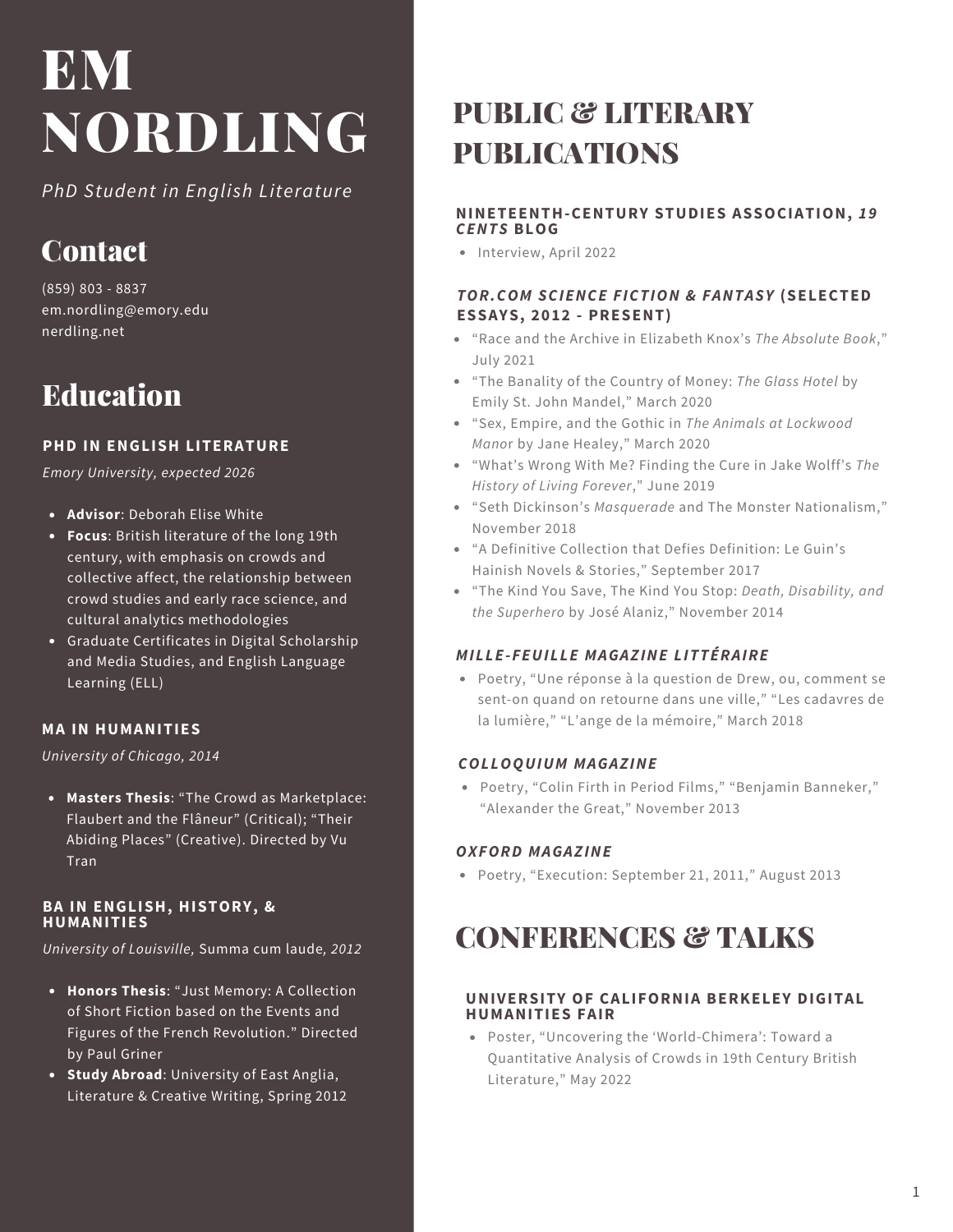# EM NORDLING

*PhD Student in English Literature*

## Contact

(859) 803 - 8837
em.nordling@emory.edu
nerdling.net

## Education

### PHD IN ENGLISH LITERATURE

*Emory University, expected 2026*

- **Advisor**: Deborah Elise White
- **Focus**: British literature of the long 19th century, with emphasis on crowds and collective affect, the relationship between crowd studies and early race science, and cultural analytics methodologies
- Graduate Certificates in Digital Scholarship and Media Studies, and English Language Learning (ELL)

### MA IN HUMANITIES

*University of Chicago, 2014*

- **Masters Thesis**: "The Crowd as Marketplace: Flaubert and the Flâneur" (Critical); "Their Abiding Places" (Creative). Directed by Vu Tran

### BA IN ENGLISH, HISTORY, & HUMANITIES

*University of Louisville,* Summa cum laude*, 2012*

- **Honors Thesis**: "Just Memory: A Collection of Short Fiction based on the Events and Figures of the French Revolution." Directed by Paul Griner
- **Study Abroad**: University of East Anglia, Literature & Creative Writing, Spring 2012

## PUBLIC & LITERARY PUBLICATIONS

### NINETEENTH-CENTURY STUDIES ASSOCIATION, *19 CENTS* BLOG

- Interview, April 2022

### *TOR.COM SCIENCE FICTION & FANTASY* (SELECTED ESSAYS, 2012 - PRESENT)

- "Race and the Archive in Elizabeth Knox's *The Absolute Book*," July 2021
- "The Banality of the Country of Money: *The Glass Hotel* by Emily St. John Mandel," March 2020
- "Sex, Empire, and the Gothic in *The Animals at Lockwood Manor* by Jane Healey," March 2020
- "What's Wrong With Me? Finding the Cure in Jake Wolff's *The History of Living Forever*," June 2019
- "Seth Dickinson's *Masquerade* and The Monster Nationalism," November 2018
- "A Definitive Collection that Defies Definition: Le Guin's Hainish Novels & Stories," September 2017
- "The Kind You Save, The Kind You Stop: *Death, Disability, and the Superhero* by José Alaniz," November 2014

### *MILLE-FEUILLE MAGAZINE LITTÉRAIRE*

- Poetry, "Une réponse à la question de Drew, ou, comment se sent-on quand on retourne dans une ville," "Les cadavres de la lumière," "L'ange de la mémoire," March 2018

### *COLLOQUIUM MAGAZINE*

- Poetry, "Colin Firth in Period Films," "Benjamin Banneker," "Alexander the Great," November 2013

### *OXFORD MAGAZINE*

- Poetry, "Execution: September 21, 2011," August 2013

## CONFERENCES & TALKS

### UNIVERSITY OF CALIFORNIA BERKELEY DIGITAL HUMANITIES FAIR

- Poster, "Uncovering the 'World-Chimera': Toward a Quantitative Analysis of Crowds in 19th Century British Literature," May 2022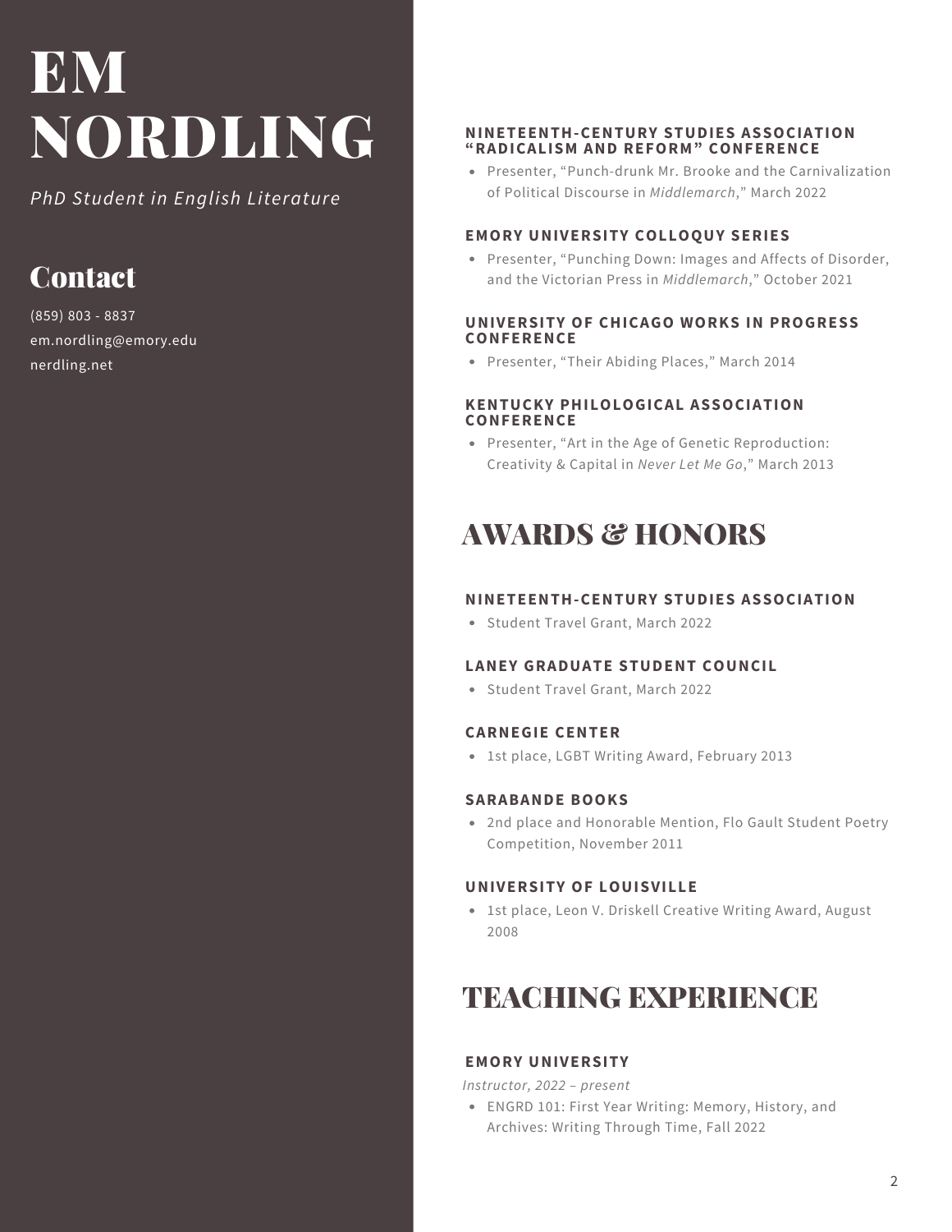# EM NORDLING

*PhD Student in English Literature*

## Contact

(859) 803 - 8837
em.nordling@emory.edu
nerdling.net

#### NINETEENTH-CENTURY STUDIES ASSOCIATION "RADICALISM AND REFORM" CONFERENCE

- Presenter, "Punch-drunk Mr. Brooke and the Carnivalization of Political Discourse in *Middlemarch*," March 2022

#### EMORY UNIVERSITY COLLOQUY SERIES

- Presenter, "Punching Down: Images and Affects of Disorder, and the Victorian Press in *Middlemarch*," October 2021

#### UNIVERSITY OF CHICAGO WORKS IN PROGRESS CONFERENCE

- Presenter, "Their Abiding Places," March 2014

#### KENTUCKY PHILOLOGICAL ASSOCIATION CONFERENCE

- Presenter, "Art in the Age of Genetic Reproduction: Creativity & Capital in *Never Let Me Go*," March 2013

## AWARDS & HONORS

#### NINETEENTH-CENTURY STUDIES ASSOCIATION

- Student Travel Grant, March 2022

#### LANEY GRADUATE STUDENT COUNCIL

- Student Travel Grant, March 2022

#### CARNEGIE CENTER

- 1st place, LGBT Writing Award, February 2013

#### SARABANDE BOOKS

- 2nd place and Honorable Mention, Flo Gault Student Poetry Competition, November 2011

#### UNIVERSITY OF LOUISVILLE

- 1st place, Leon V. Driskell Creative Writing Award, August 2008

## TEACHING EXPERIENCE

#### EMORY UNIVERSITY

*Instructor, 2022 – present*

- ENGRD 101: First Year Writing: Memory, History, and Archives: Writing Through Time, Fall 2022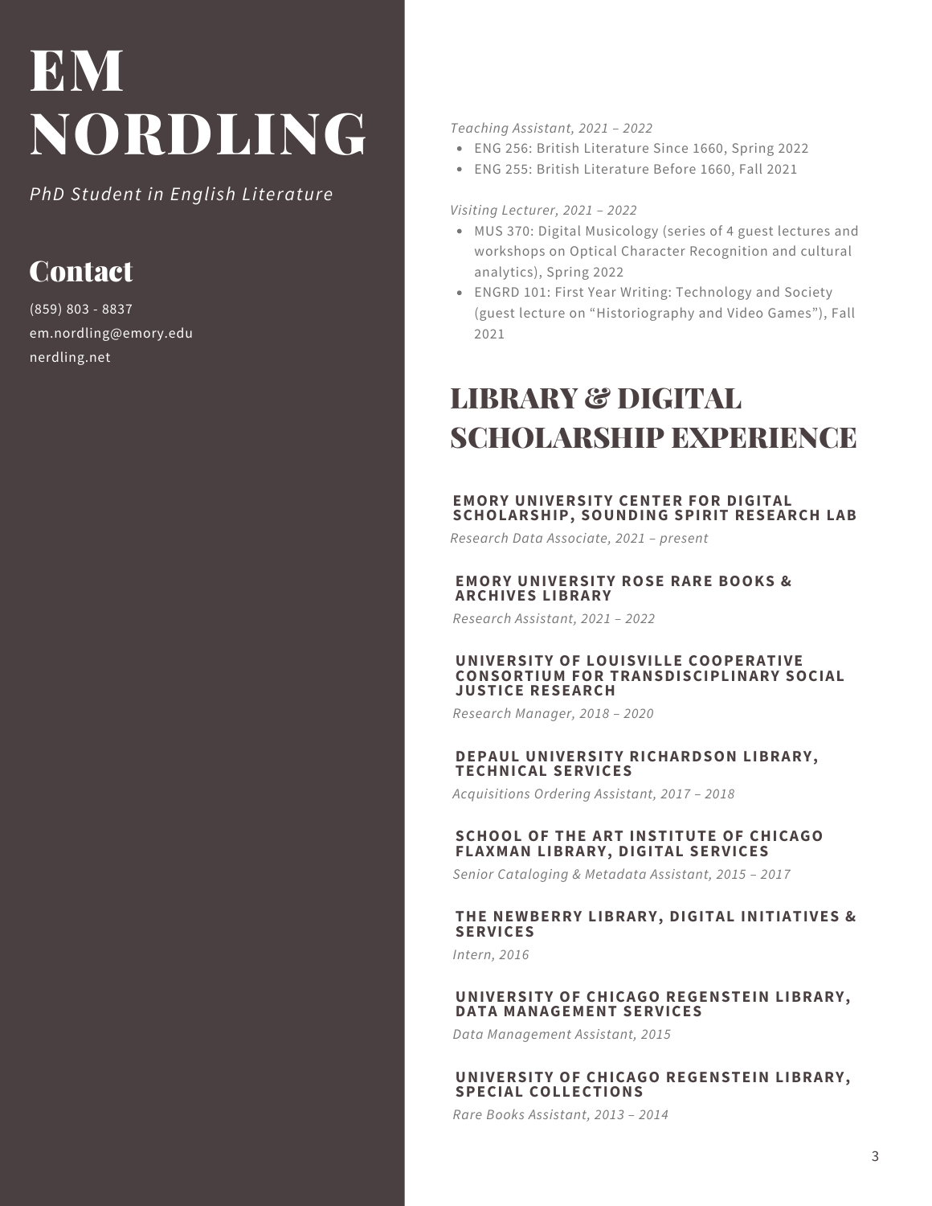# EM NORDLING

*PhD Student in English Literature*

## Contact

(859) 803 - 8837
em.nordling@emory.edu
nerdling.net

*Teaching Assistant, 2021 – 2022*

- ENG 256: British Literature Since 1660, Spring 2022
- ENG 255: British Literature Before 1660, Fall 2021

*Visiting Lecturer, 2021 – 2022*

- MUS 370: Digital Musicology (series of 4 guest lectures and workshops on Optical Character Recognition and cultural analytics), Spring 2022
- ENGRD 101: First Year Writing: Technology and Society (guest lecture on "Historiography and Video Games"), Fall 2021

## LIBRARY & DIGITAL SCHOLARSHIP EXPERIENCE

**EMORY UNIVERSITY CENTER FOR DIGITAL SCHOLARSHIP, SOUNDING SPIRIT RESEARCH LAB**
*Research Data Associate, 2021 – present*

**EMORY UNIVERSITY ROSE RARE BOOKS & ARCHIVES LIBRARY**
*Research Assistant, 2021 – 2022*

**UNIVERSITY OF LOUISVILLE COOPERATIVE CONSORTIUM FOR TRANSDISCIPLINARY SOCIAL JUSTICE RESEARCH**
*Research Manager, 2018 – 2020*

**DEPAUL UNIVERSITY RICHARDSON LIBRARY, TECHNICAL SERVICES**
*Acquisitions Ordering Assistant, 2017 – 2018*

**SCHOOL OF THE ART INSTITUTE OF CHICAGO FLAXMAN LIBRARY, DIGITAL SERVICES**
*Senior Cataloging & Metadata Assistant, 2015 – 2017*

**THE NEWBERRY LIBRARY, DIGITAL INITIATIVES & SERVICES**
*Intern, 2016*

**UNIVERSITY OF CHICAGO REGENSTEIN LIBRARY, DATA MANAGEMENT SERVICES**
*Data Management Assistant, 2015*

**UNIVERSITY OF CHICAGO REGENSTEIN LIBRARY, SPECIAL COLLECTIONS**
*Rare Books Assistant, 2013 – 2014*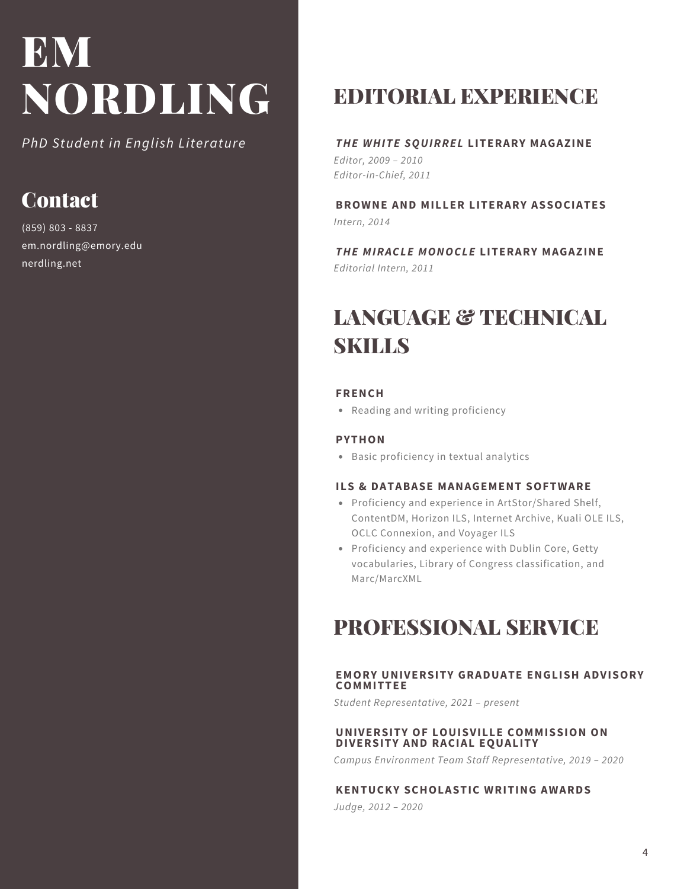# EM NORDLING

*PhD Student in English Literature*

## Contact

(859) 803 - 8837
em.nordling@emory.edu
nerdling.net

## EDITORIAL EXPERIENCE

### ***THE WHITE SQUIRREL*** **LITERARY MAGAZINE**

*Editor, 2009 – 2010*
*Editor-in-Chief, 2011*

### BROWNE AND MILLER LITERARY ASSOCIATES

*Intern, 2014*

### ***THE MIRACLE MONOCLE*** **LITERARY MAGAZINE**

*Editorial Intern, 2011*

## LANGUAGE & TECHNICAL SKILLS

### FRENCH

- Reading and writing proficiency

### PYTHON

- Basic proficiency in textual analytics

### ILS & DATABASE MANAGEMENT SOFTWARE

- Proficiency and experience in ArtStor/Shared Shelf, ContentDM, Horizon ILS, Internet Archive, Kuali OLE ILS, OCLC Connexion, and Voyager ILS
- Proficiency and experience with Dublin Core, Getty vocabularies, Library of Congress classification, and Marc/MarcXML

## PROFESSIONAL SERVICE

### EMORY UNIVERSITY GRADUATE ENGLISH ADVISORY COMMITTEE

*Student Representative, 2021 – present*

### UNIVERSITY OF LOUISVILLE COMMISSION ON DIVERSITY AND RACIAL EQUALITY

*Campus Environment Team Staff Representative, 2019 – 2020*

### KENTUCKY SCHOLASTIC WRITING AWARDS

*Judge, 2012 – 2020*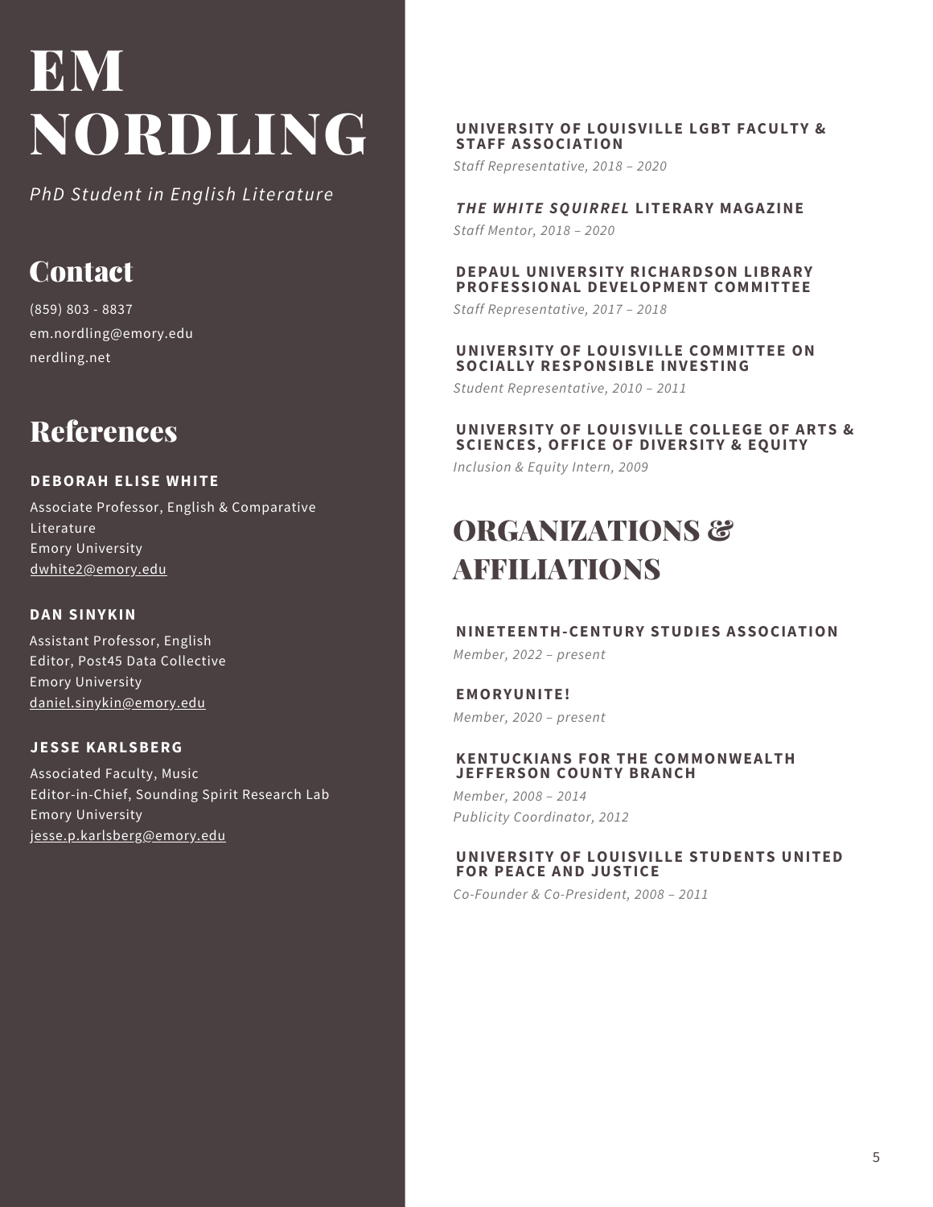# EM NORDLING

*PhD Student in English Literature*

## Contact

(859) 803 - 8837
em.nordling@emory.edu
nerdling.net

## References

**DEBORAH ELISE WHITE**
Associate Professor, English & Comparative Literature
Emory University
dwhite2@emory.edu

**DAN SINYKIN**
Assistant Professor, English
Editor, Post45 Data Collective
Emory University
daniel.sinykin@emory.edu

**JESSE KARLSBERG**
Associated Faculty, Music
Editor-in-Chief, Sounding Spirit Research Lab
Emory University
jesse.p.karlsberg@emory.edu

**UNIVERSITY OF LOUISVILLE LGBT FACULTY & STAFF ASSOCIATION**
*Staff Representative, 2018 – 2020*

***THE WHITE SQUIRREL* LITERARY MAGAZINE**
*Staff Mentor, 2018 – 2020*

**DEPAUL UNIVERSITY RICHARDSON LIBRARY PROFESSIONAL DEVELOPMENT COMMITTEE**
*Staff Representative, 2017 – 2018*

**UNIVERSITY OF LOUISVILLE COMMITTEE ON SOCIALLY RESPONSIBLE INVESTING**
*Student Representative, 2010 – 2011*

**UNIVERSITY OF LOUISVILLE COLLEGE OF ARTS & SCIENCES, OFFICE OF DIVERSITY & EQUITY**
*Inclusion & Equity Intern, 2009*

## ORGANIZATIONS & AFFILIATIONS

**NINETEENTH-CENTURY STUDIES ASSOCIATION**
*Member, 2022 – present*

**EMORYUNITE!**
*Member, 2020 – present*

**KENTUCKIANS FOR THE COMMONWEALTH JEFFERSON COUNTY BRANCH**
*Member, 2008 – 2014*
*Publicity Coordinator, 2012*

**UNIVERSITY OF LOUISVILLE STUDENTS UNITED FOR PEACE AND JUSTICE**
*Co-Founder & Co-President, 2008 – 2011*